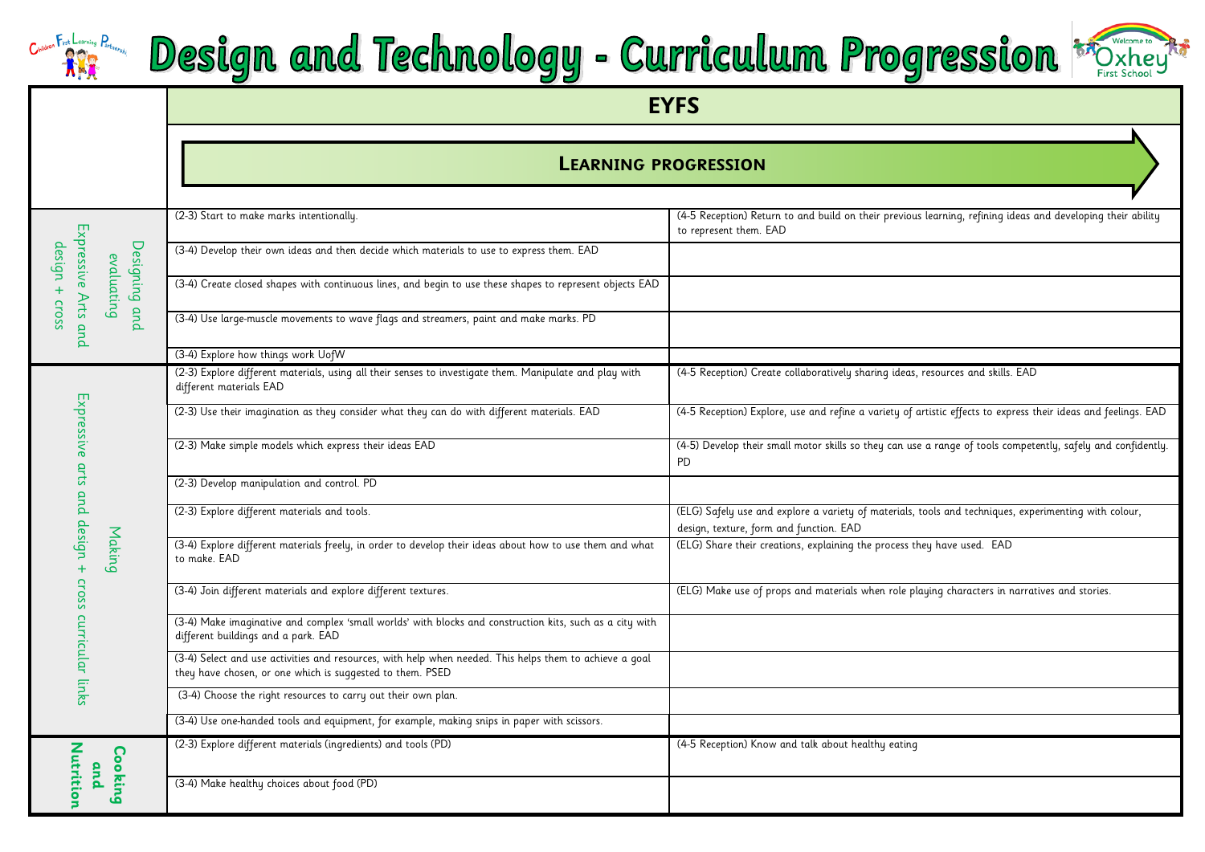# Design and Technology - Curriculum Progression

| | EYFS | |
|---|---|---|
| | **LEARNING PROGRESSION** | |
| Designing and evaluating<br>Expressive Arts and design + cross | (2-3) Start to make marks intentionally. | (4-5 Reception) Return to and build on their previous learning, refining ideas and developing their ability to represent them. EAD |
| | (3-4) Develop their own ideas and then decide which materials to use to express them. EAD | |
| | (3-4) Create closed shapes with continuous lines, and begin to use these shapes to represent objects EAD | |
| | (3-4) Use large-muscle movements to wave flags and streamers, paint and make marks. PD | |
| | (3-4) Explore how things work UofW | |
| Making<br>Expressive arts and design + cross curricular links | (2-3) Explore different materials, using all their senses to investigate them. Manipulate and play with different materials EAD | (4-5 Reception) Create collaboratively sharing ideas, resources and skills. EAD |
| | (2-3) Use their imagination as they consider what they can do with different materials. EAD | (4-5 Reception) Explore, use and refine a variety of artistic effects to express their ideas and feelings. EAD |
| | (2-3) Make simple models which express their ideas EAD | (4-5) Develop their small motor skills so they can use a range of tools competently, safely and confidently. PD |
| | (2-3) Develop manipulation and control. PD | |
| | (2-3) Explore different materials and tools. | (ELG) Safely use and explore a variety of materials, tools and techniques, experimenting with colour, design, texture, form and function. EAD |
| | (3-4) Explore different materials freely, in order to develop their ideas about how to use them and what to make. EAD | (ELG) Share their creations, explaining the process they have used. EAD |
| | (3-4) Join different materials and explore different textures. | (ELG) Make use of props and materials when role playing characters in narratives and stories. |
| | (3-4) Make imaginative and complex 'small worlds' with blocks and construction kits, such as a city with different buildings and a park. EAD | |
| | (3-4) Select and use activities and resources, with help when needed. This helps them to achieve a goal they have chosen, or one which is suggested to them. PSED | |
| | (3-4) Choose the right resources to carry out their own plan. | |
| | (3-4) Use one-handed tools and equipment, for example, making snips in paper with scissors. | |
| **Cooking and Nutrition** | (2-3) Explore different materials (ingredients) and tools (PD) | (4-5 Reception) Know and talk about healthy eating |
| | (3-4) Make healthy choices about food (PD) | |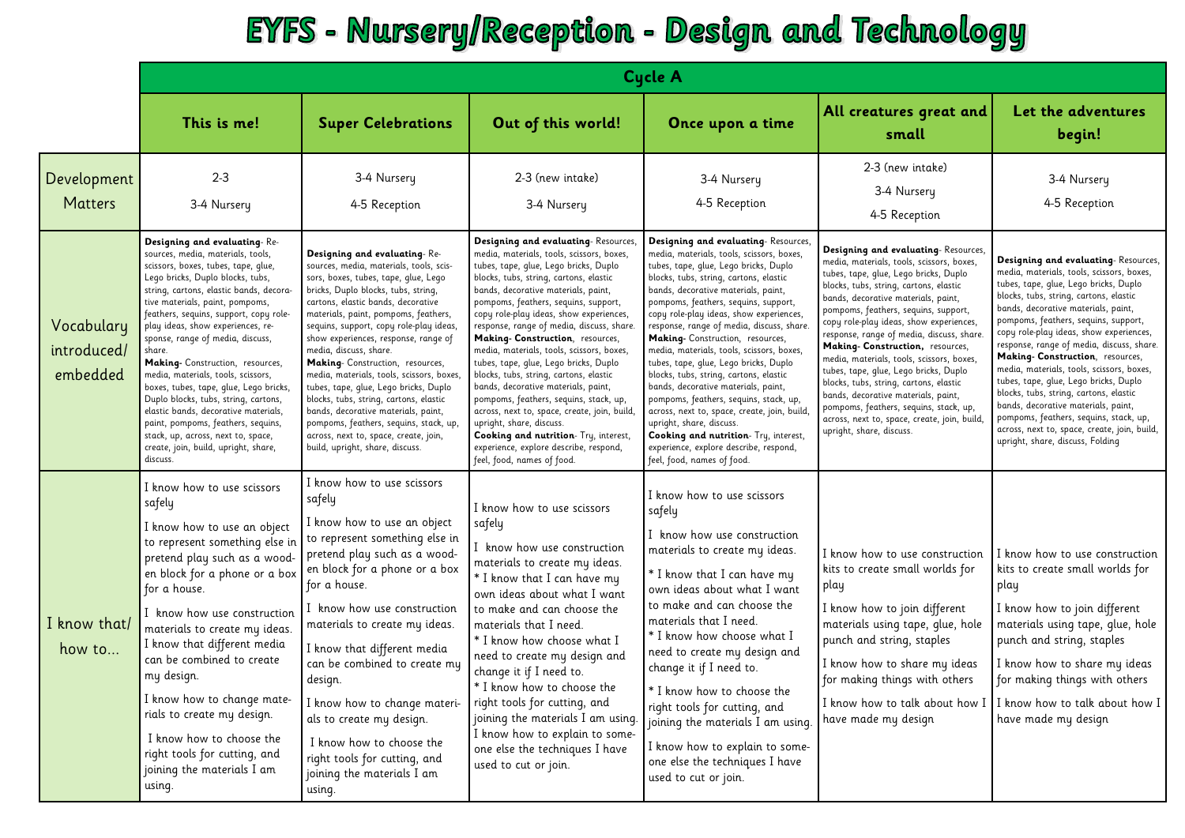# EYFS - Nursery/Reception - Design and Technology

| | Cycle A | | | | | |
|---|---|---|---|---|---|---|
| | **This is me!** | **Super Celebrations** | **Out of this world!** | **Once upon a time** | **All creatures great and small** | **Let the adventures begin!** |
| Development Matters | 2-3<br>3-4 Nursery | 3-4 Nursery<br>4-5 Reception | 2-3 (new intake)<br>3-4 Nursery | 3-4 Nursery<br>4-5 Reception | 2-3 (new intake)<br>3-4 Nursery<br>4-5 Reception | 3-4 Nursery<br>4-5 Reception |
| Vocabulary introduced/ embedded | **Designing and evaluating**- Resources, media, materials, tools, scissors, boxes, tubes, tape, glue, Lego bricks, Duplo blocks, tubs, string, cartons, elastic bands, decorative materials, paint, pompoms, feathers, sequins, support, copy role-play ideas, show experiences, response, range of media, discuss, share.<br>**Making**- Construction, resources, media, materials, tools, scissors, boxes, tubes, tape, glue, Lego bricks, Duplo blocks, tubs, string, cartons, elastic bands, decorative materials, paint, pompoms, feathers, sequins, stack, up, across, next to, space, create, join, build, upright, share, discuss. | **Designing and evaluating**- Resources, media, materials, tools, scissors, boxes, tubes, tape, glue, Lego bricks, Duplo blocks, tubs, string, cartons, elastic bands, decorative materials, paint, pompoms, feathers, sequins, support, copy role-play ideas, show experiences, response, range of media, discuss, share.<br>**Making**- Construction, resources, media, materials, tools, scissors, boxes, tubes, tape, glue, Lego bricks, Duplo blocks, tubs, string, cartons, elastic bands, decorative materials, paint, pompoms, feathers, sequins, stack, up, across, next to, space, create, join, build, upright, share, discuss. | **Designing and evaluating**- Resources, media, materials, tools, scissors, boxes, tubes, tape, glue, Lego bricks, Duplo blocks, tubs, string, cartons, elastic bands, decorative materials, paint, pompoms, feathers, sequins, support, copy role-play ideas, show experiences, response, range of media, discuss, share.<br>**Making- Construction**, resources, media, materials, tools, scissors, boxes, tubes, tape, glue, Lego bricks, Duplo blocks, tubs, string, cartons, elastic bands, decorative materials, paint, pompoms, feathers, sequins, stack, up, across, next to, space, create, join, build, upright, share, discuss.<br>**Cooking and nutrition**- Try, interest, experience, explore describe, respond, feel, food, names of food. | **Designing and evaluating**- Resources, media, materials, tools, scissors, boxes, tubes, tape, glue, Lego bricks, Duplo blocks, tubs, string, cartons, elastic bands, decorative materials, paint, pompoms, feathers, sequins, support, copy role-play ideas, show experiences, response, range of media, discuss, share.<br>**Making**- Construction, resources, media, materials, tools, scissors, boxes, tubes, tape, glue, Lego bricks, Duplo blocks, tubs, string, cartons, elastic bands, decorative materials, paint, pompoms, feathers, sequins, stack, up, across, next to, space, create, join, build, upright, share, discuss.<br>**Cooking and nutrition**- Try, interest, experience, explore describe, respond, feel, food, names of food. | **Designing and evaluating**- Resources, media, materials, tools, scissors, boxes, tubes, tape, glue, Lego bricks, Duplo blocks, tubs, string, cartons, elastic bands, decorative materials, paint, pompoms, feathers, sequins, support, copy role-play ideas, show experiences, response, range of media, discuss, share.<br>**Making- Construction,** resources, media, materials, tools, scissors, boxes, tubes, tape, glue, Lego bricks, Duplo blocks, tubs, string, cartons, elastic bands, decorative materials, paint, pompoms, feathers, sequins, stack, up, across, next to, space, create, join, build, upright, share, discuss. | **Designing and evaluating**- Resources, media, materials, tools, scissors, boxes, tubes, tape, glue, Lego bricks, Duplo blocks, tubs, string, cartons, elastic bands, decorative materials, paint, pompoms, feathers, sequins, support, copy role-play ideas, show experiences, response, range of media, discuss, share.<br>**Making- Construction**, resources, media, materials, tools, scissors, boxes, tubes, tape, glue, Lego bricks, Duplo blocks, tubs, string, cartons, elastic bands, decorative materials, paint, pompoms, feathers, sequins, stack, up, across, next to, space, create, join, build, upright, share, discuss, Folding |
| I know that/ how to... | I know how to use scissors safely<br>I know how to use an object to represent something else in pretend play such as a wooden block for a phone or a box for a house.<br>I know how use construction materials to create my ideas.<br>I know that different media can be combined to create my design.<br>I know how to change materials to create my design.<br>I know how to choose the right tools for cutting, and joining the materials I am using. | I know how to use scissors safely<br>I know how to use an object to represent something else in pretend play such as a wooden block for a phone or a box for a house.<br>I know how use construction materials to create my ideas.<br>I know that different media can be combined to create my design.<br>I know how to change materials to create my design.<br>I know how to choose the right tools for cutting, and joining the materials I am using. | I know how to use scissors safely<br>I know how use construction materials to create my ideas.<br>* I know that I can have my own ideas about what I want to make and can choose the materials that I need.<br>* I know how choose what I need to create my design and change it if I need to.<br>* I know how to choose the right tools for cutting, and joining the materials I am using.<br>I know how to explain to someone else the techniques I have used to cut or join. | I know how to use scissors safely<br>I know how use construction materials to create my ideas.<br>* I know that I can have my own ideas about what I want to make and can choose the materials that I need.<br>* I know how choose what I need to create my design and change it if I need to.<br>* I know how to choose the right tools for cutting, and joining the materials I am using.<br>I know how to explain to someone else the techniques I have used to cut or join. | I know how to use construction kits to create small worlds for play<br>I know how to join different materials using tape, glue, hole punch and string, staples<br>I know how to share my ideas for making things with others<br>I know how to talk about how I have made my design | I know how to use construction kits to create small worlds for play<br>I know how to join different materials using tape, glue, hole punch and string, staples<br>I know how to share my ideas for making things with others<br>I know how to talk about how I have made my design |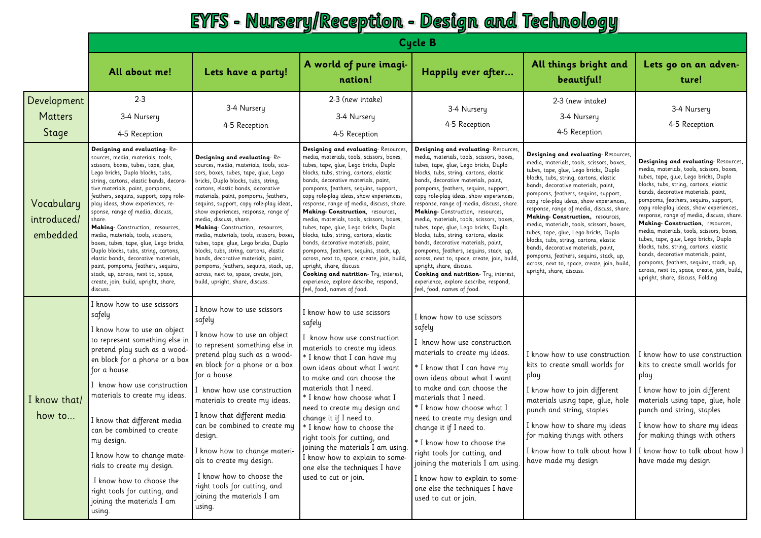# EYFS - Nursery/Reception - Design and Technology

| | Cycle B | | | | | |
|---|---|---|---|---|---|---|
| | **All about me!** | **Lets have a party!** | **A world of pure imagination!** | **Happily ever after...** | **All things bright and beautiful!** | **Lets go on an adventure!** |
| Development Matters Stage | 2-3<br>3-4 Nursery<br>4-5 Reception | 3-4 Nursery<br>4-5 Reception | 2-3 (new intake)<br>3-4 Nursery<br>4-5 Reception | 3-4 Nursery<br>4-5 Reception | 2-3 (new intake)<br>3-4 Nursery<br>4-5 Reception | 3-4 Nursery<br>4-5 Reception |
| Vocabulary introduced/ embedded | **Designing and evaluating**- Resources, media, materials, tools, scissors, boxes, tubes, tape, glue, Lego bricks, Duplo blocks, tubs, string, cartons, elastic bands, decorative materials, paint, pompoms, feathers, sequins, support, copy role-play ideas, show experiences, response, range of media, discuss, share.<br>**Making-** Construction, resources, media, materials, tools, scissors, boxes, tubes, tape, glue, Lego bricks, Duplo blocks, tubs, string, cartons, elastic bands, decorative materials, paint, pompoms, feathers, sequins, stack, up, across, next to, space, create, join, build, upright, share, discuss. | **Designing and evaluating**- Resources, media, materials, tools, scissors, boxes, tubes, tape, glue, Lego bricks, Duplo blocks, tubs, string, cartons, elastic bands, decorative materials, paint, pompoms, feathers, sequins, support, copy role-play ideas, show experiences, response, range of media, discuss, share.<br>**Making**- Construction, resources, media, materials, tools, scissors, boxes, tubes, tape, glue, Lego bricks, Duplo blocks, tubs, string, cartons, elastic bands, decorative materials, paint, pompoms, feathers, sequins, stack, up, across, next to, space, create, join, build, upright, share, discuss. | **Designing and evaluating**- Resources, media, materials, tools, scissors, boxes, tubes, tape, glue, Lego bricks, Duplo blocks, tubs, string, cartons, elastic bands, decorative materials, paint, pompoms, feathers, sequins, support, copy role-play ideas, show experiences, response, range of media, discuss, share.<br>**Making- Construction**, resources, media, materials, tools, scissors, boxes, tubes, tape, glue, Lego bricks, Duplo blocks, tubs, string, cartons, elastic bands, decorative materials, paint, pompoms, feathers, sequins, stack, up, across, next to, space, create, join, build, upright, share, discuss.<br>**Cooking and nutrition**- Try, interest, experience, explore describe, respond, feel, food, names of food. | **Designing and evaluating**- Resources, media, materials, tools, scissors, boxes, tubes, tape, glue, Lego bricks, Duplo blocks, tubs, string, cartons, elastic bands, decorative materials, paint, pompoms, feathers, sequins, support, copy role-play ideas, show experiences, response, range of media, discuss, share.<br>**Making**- Construction, resources, media, materials, tools, scissors, boxes, tubes, tape, glue, Lego bricks, Duplo blocks, tubs, string, cartons, elastic bands, decorative materials, paint, pompoms, feathers, sequins, stack, up, across, next to, space, create, join, build, upright, share, discuss.<br>**Cooking and nutrition**- Try, interest, experience, explore describe, respond, feel, food, names of food. | **Designing and evaluating**- Resources, media, materials, tools, scissors, boxes, tubes, tape, glue, Lego bricks, Duplo blocks, tubs, string, cartons, elastic bands, decorative materials, paint, pompoms, feathers, sequins, support, copy role-play ideas, show experiences, response, range of media, discuss, share.<br>**Making- Construction,** resources, media, materials, tools, scissors, boxes, tubes, tape, glue, Lego bricks, Duplo blocks, tubs, string, cartons, elastic bands, decorative materials, paint, pompoms, feathers, sequins, stack, up, across, next to, space, create, join, build, upright, share, discuss. | **Designing and evaluating**- Resources, media, materials, tools, scissors, boxes, tubes, tape, glue, Lego bricks, Duplo blocks, tubs, string, cartons, elastic bands, decorative materials, paint, pompoms, feathers, sequins, support, copy role-play ideas, show experiences, response, range of media, discuss, share.<br>**Making- Construction**, resources, media, materials, tools, scissors, boxes, tubes, tape, glue, Lego bricks, Duplo blocks, tubs, string, cartons, elastic bands, decorative materials, paint, pompoms, feathers, sequins, stack, up, across, next to, space, create, join, build, upright, share, discuss, Folding |
| I know that/ how to... | I know how to use scissors safely<br>I know how to use an object to represent something else in pretend play such as a wooden block for a phone or a box for a house.<br>I know how use construction materials to create my ideas.<br>I know that different media can be combined to create my design.<br>I know how to change materials to create my design.<br>I know how to choose the right tools for cutting, and joining the materials I am using. | I know how to use scissors safely<br>I know how to use an object to represent something else in pretend play such as a wooden block for a phone or a box for a house.<br>I know how use construction materials to create my ideas.<br>I know that different media can be combined to create my design.<br>I know how to change materials to create my design.<br>I know how to choose the right tools for cutting, and joining the materials I am using. | I know how to use scissors safely<br>I know how use construction materials to create my ideas.<br>* I know that I can have my own ideas about what I want to make and can choose the materials that I need.<br>* I know how choose what I need to create my design and change it if I need to.<br>* I know how to choose the right tools for cutting, and joining the materials I am using.<br>I know how to explain to someone else the techniques I have used to cut or join. | I know how to use scissors safely<br>I know how use construction materials to create my ideas.<br>* I know that I can have my own ideas about what I want to make and can choose the materials that I need.<br>* I know how choose what I need to create my design and change it if I need to.<br>* I know how to choose the right tools for cutting, and joining the materials I am using.<br>I know how to explain to someone else the techniques I have used to cut or join. | I know how to use construction kits to create small worlds for play<br>I know how to join different materials using tape, glue, hole punch and string, staples<br>I know how to share my ideas for making things with others<br>I know how to talk about how I have made my design | I know how to use construction kits to create small worlds for play<br>I know how to join different materials using tape, glue, hole punch and string, staples<br>I know how to share my ideas for making things with others<br>I know how to talk about how I have made my design |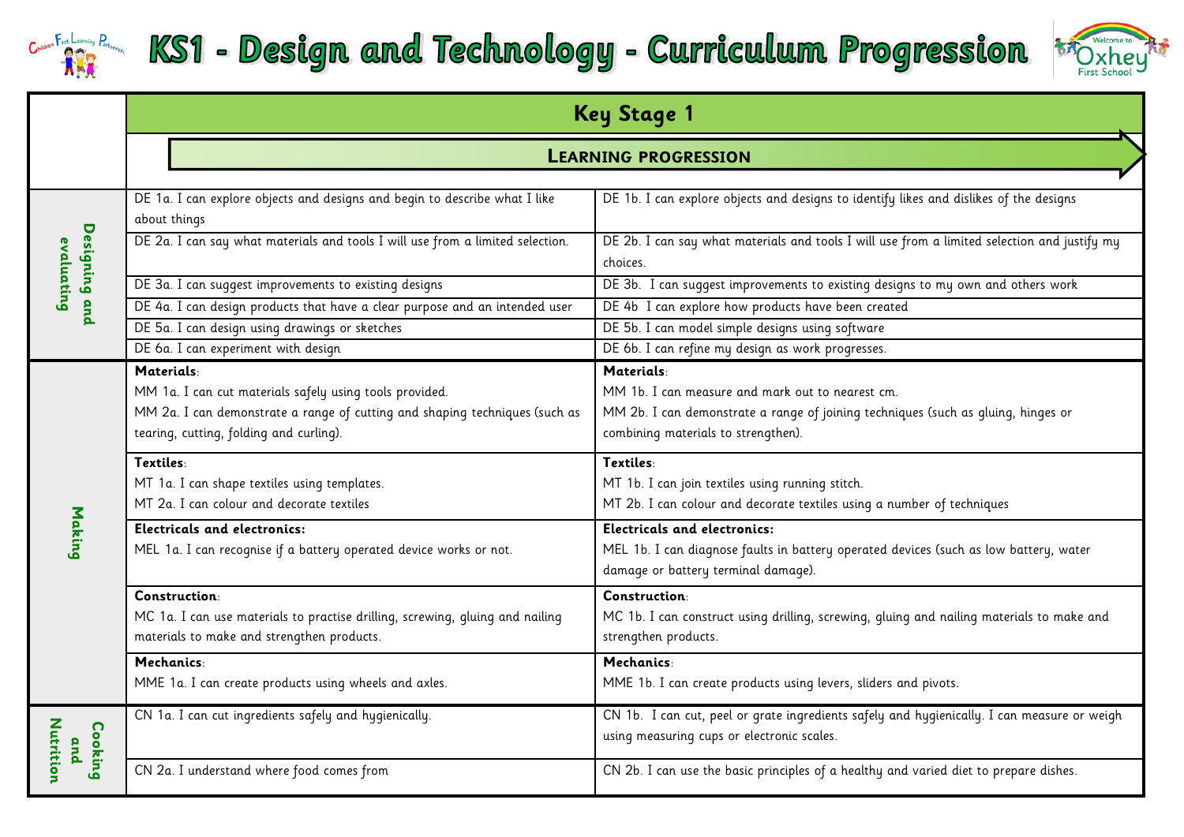# KS1 - Design and Technology - Curriculum Progression

| | Key Stage 1 | |
|---|---|---|
| | **LEARNING PROGRESSION** | |
| **Designing and evaluating** | DE 1a. I can explore objects and designs and begin to describe what I like about things | DE 1b. I can explore objects and designs to identify likes and dislikes of the designs |
| | DE 2a. I can say what materials and tools I will use from a limited selection. | DE 2b. I can say what materials and tools I will use from a limited selection and justify my choices. |
| | DE 3a. I can suggest improvements to existing designs | DE 3b. I can suggest improvements to existing designs to my own and others work |
| | DE 4a. I can design products that have a clear purpose and an intended user | DE 4b I can explore how products have been created |
| | DE 5a. I can design using drawings or sketches | DE 5b. I can model simple designs using software |
| | DE 6a. I can experiment with design | DE 6b. I can refine my design as work progresses. |
| **Making** | **Materials**:<br>MM 1a. I can cut materials safely using tools provided.<br>MM 2a. I can demonstrate a range of cutting and shaping techniques (such as tearing, cutting, folding and curling). | **Materials**:<br>MM 1b. I can measure and mark out to nearest cm.<br>MM 2b. I can demonstrate a range of joining techniques (such as gluing, hinges or combining materials to strengthen). |
| | **Textiles**:<br>MT 1a. I can shape textiles using templates.<br>MT 2a. I can colour and decorate textiles | **Textiles**:<br>MT 1b. I can join textiles using running stitch.<br>MT 2b. I can colour and decorate textiles using a number of techniques |
| | **Electricals and electronics:**<br>MEL 1a. I can recognise if a battery operated device works or not. | **Electricals and electronics:**<br>MEL 1b. I can diagnose faults in battery operated devices (such as low battery, water damage or battery terminal damage). |
| | **Construction**:<br>MC 1a. I can use materials to practise drilling, screwing, gluing and nailing materials to make and strengthen products. | **Construction**:<br>MC 1b. I can construct using drilling, screwing, gluing and nailing materials to make and strengthen products. |
| | **Mechanics**:<br>MME 1a. I can create products using wheels and axles. | **Mechanics**:<br>MME 1b. I can create products using levers, sliders and pivots. |
| **Cooking and Nutrition** | CN 1a. I can cut ingredients safely and hygienically. | CN 1b. I can cut, peel or grate ingredients safely and hygienically. I can measure or weigh using measuring cups or electronic scales. |
| | CN 2a. I understand where food comes from | CN 2b. I can use the basic principles of a healthy and varied diet to prepare dishes. |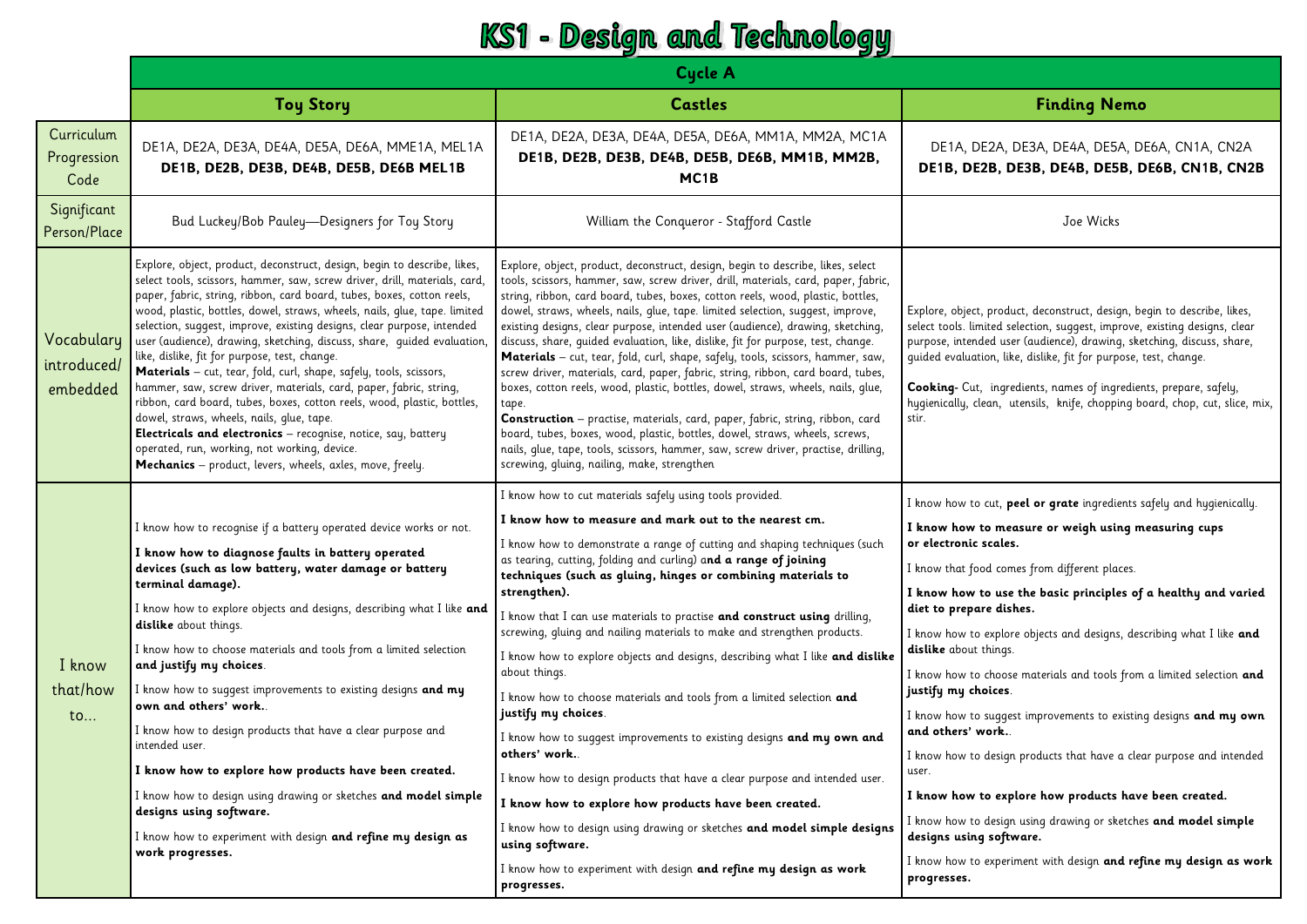# KS1 - Design and Technology

| | Cycle A | | |
|---|---|---|---|
| | **Toy Story** | **Castles** | **Finding Nemo** |
| Curriculum Progression Code | DE1A, DE2A, DE3A, DE4A, DE5A, DE6A, MME1A, MEL1A **DE1B, DE2B, DE3B, DE4B, DE5B, DE6B MEL1B** | DE1A, DE2A, DE3A, DE4A, DE5A, DE6A, MM1A, MM2A, MC1A **DE1B, DE2B, DE3B, DE4B, DE5B, DE6B, MM1B, MM2B, MC1B** | DE1A, DE2A, DE3A, DE4A, DE5A, DE6A, CN1A, CN2A **DE1B, DE2B, DE3B, DE4B, DE5B, DE6B, CN1B, CN2B** |
| Significant Person/Place | Bud Luckey/Bob Pauley—Designers for Toy Story | William the Conqueror - Stafford Castle | Joe Wicks |
| Vocabulary introduced/ embedded | Explore, object, product, deconstruct, design, begin to describe, likes, select tools, scissors, hammer, saw, screw driver, drill, materials, card, paper, fabric, string, ribbon, card board, tubes, boxes, cotton reels, wood, plastic, bottles, dowel, straws, wheels, nails, glue, tape. limited selection, suggest, improve, existing designs, clear purpose, intended user (audience), drawing, sketching, discuss, share, guided evaluation, like, dislike, fit for purpose, test, change.<br>**Materials** – cut, tear, fold, curl, shape, safely, tools, scissors, hammer, saw, screw driver, materials, card, paper, fabric, string, ribbon, card board, tubes, boxes, cotton reels, wood, plastic, bottles, dowel, straws, wheels, nails, glue, tape.<br>**Electricals and electronics** – recognise, notice, say, battery operated, run, working, not working, device.<br>**Mechanics** – product, levers, wheels, axles, move, freely. | Explore, object, product, deconstruct, design, begin to describe, likes, select tools, scissors, hammer, saw, screw driver, drill, materials, card, paper, fabric, string, ribbon, card board, tubes, boxes, cotton reels, wood, plastic, bottles, dowel, straws, wheels, nails, glue, tape. limited selection, suggest, improve, existing designs, clear purpose, intended user (audience), drawing, sketching, discuss, share, guided evaluation, like, dislike, fit for purpose, test, change.<br>**Materials** – cut, tear, fold, curl, shape, safely, tools, scissors, hammer, saw, screw driver, materials, card, paper, fabric, string, ribbon, card board, tubes, boxes, cotton reels, wood, plastic, bottles, dowel, straws, wheels, nails, glue, tape.<br>**Construction** – practise, materials, card, paper, fabric, string, ribbon, card board, tubes, boxes, wood, plastic, bottles, dowel, straws, wheels, screws, nails, glue, tape, tools, scissors, hammer, saw, screw driver, practise, drilling, screwing, gluing, nailing, make, strengthen | Explore, object, product, deconstruct, design, begin to describe, likes, select tools. limited selection, suggest, improve, existing designs, clear purpose, intended user (audience), drawing, sketching, discuss, share, guided evaluation, like, dislike, fit for purpose, test, change.<br><br>**Cooking**- Cut, ingredients, names of ingredients, prepare, safely, hygienically, clean, utensils, knife, chopping board, chop, cut, slice, mix, stir. |
| I know that/how to... | I know how to recognise if a battery operated device works or not.<br>**I know how to diagnose faults in battery operated devices (such as low battery, water damage or battery terminal damage).**<br>I know how to explore objects and designs, describing what I like **and dislike** about things.<br>I know how to choose materials and tools from a limited selection **and justify my choices**.<br>I know how to suggest improvements to existing designs **and my own and others' work.**.<br>I know how to design products that have a clear purpose and intended user.<br>**I know how to explore how products have been created.**<br>I know how to design using drawing or sketches **and model simple designs using software.**<br>I know how to experiment with design **and refine my design as work progresses.** | I know how to cut materials safely using tools provided.<br>**I know how to measure and mark out to the nearest cm.**<br>I know how to demonstrate a range of cutting and shaping techniques (such as tearing, cutting, folding and curling) a**nd a range of joining techniques (such as gluing, hinges or combining materials to strengthen).**<br>I know that I can use materials to practise **and construct using** drilling, screwing, gluing and nailing materials to make and strengthen products.<br>I know how to explore objects and designs, describing what I like **and dislike** about things.<br>I know how to choose materials and tools from a limited selection **and justify my choices**.<br>I know how to suggest improvements to existing designs **and my own and others' work.**.<br>I know how to design products that have a clear purpose and intended user.<br>**I know how to explore how products have been created.**<br>I know how to design using drawing or sketches **and model simple designs using software.**<br>I know how to experiment with design **and refine my design as work progresses.** | I know how to cut, **peel or grate** ingredients safely and hygienically.<br>**I know how to measure or weigh using measuring cups or electronic scales.**<br>I know that food comes from different places.<br>**I know how to use the basic principles of a healthy and varied diet to prepare dishes.**<br>I know how to explore objects and designs, describing what I like **and dislike** about things.<br>I know how to choose materials and tools from a limited selection **and justify my choices**.<br>I know how to suggest improvements to existing designs **and my own and others' work.**.<br>I know how to design products that have a clear purpose and intended user.<br>**I know how to explore how products have been created.**<br>I know how to design using drawing or sketches **and model simple designs using software.**<br>I know how to experiment with design **and refine my design as work progresses.** |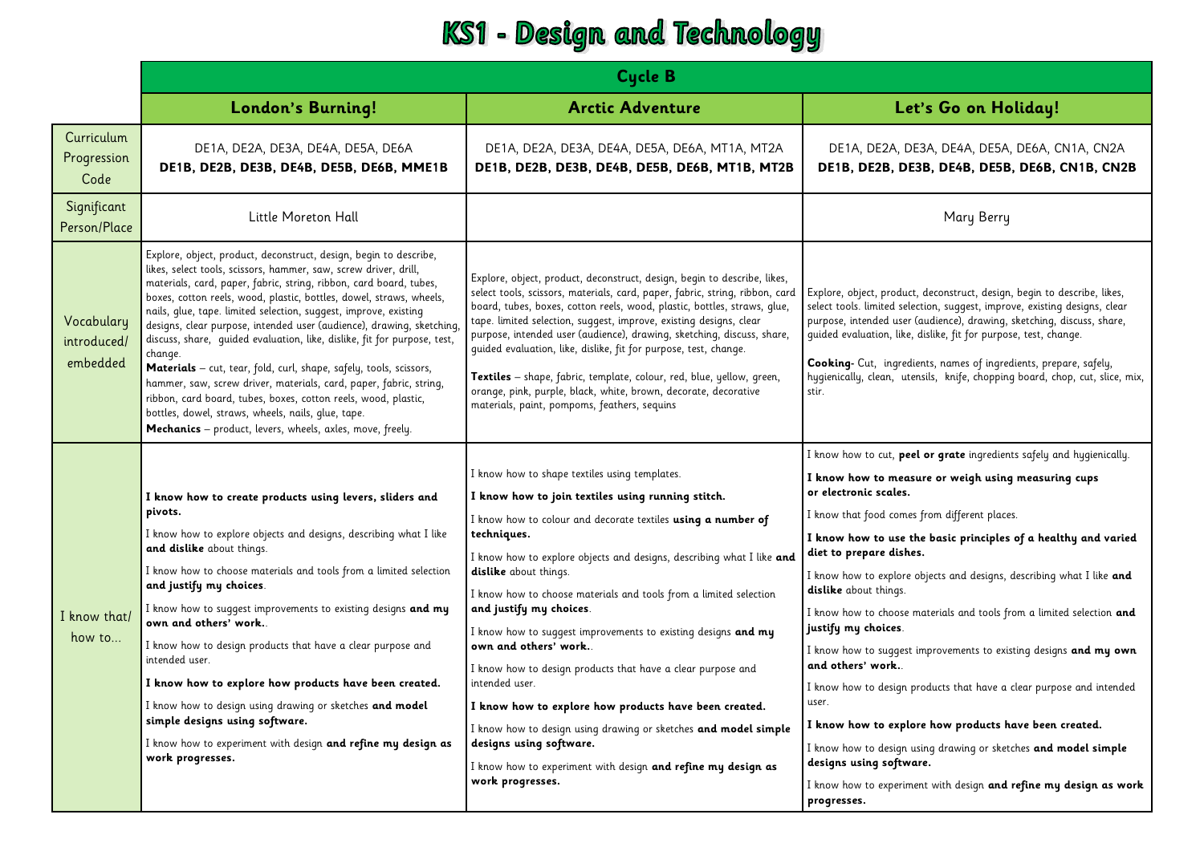# KS1 - Design and Technology

| | Cycle B | | |
|---|---|---|---|
| | **London's Burning!** | **Arctic Adventure** | **Let's Go on Holiday!** |
| Curriculum Progression Code | DE1A, DE2A, DE3A, DE4A, DE5A, DE6A<br>**DE1B, DE2B, DE3B, DE4B, DE5B, DE6B, MME1B** | DE1A, DE2A, DE3A, DE4A, DE5A, DE6A, MT1A, MT2A<br>**DE1B, DE2B, DE3B, DE4B, DE5B, DE6B, MT1B, MT2B** | DE1A, DE2A, DE3A, DE4A, DE5A, DE6A, CN1A, CN2A<br>**DE1B, DE2B, DE3B, DE4B, DE5B, DE6B, CN1B, CN2B** |
| Significant Person/Place | Little Moreton Hall | | Mary Berry |
| Vocabulary introduced/ embedded | Explore, object, product, deconstruct, design, begin to describe, likes, select tools, scissors, hammer, saw, screw driver, drill, materials, card, paper, fabric, string, ribbon, card board, tubes, boxes, cotton reels, wood, plastic, bottles, dowel, straws, wheels, nails, glue, tape. limited selection, suggest, improve, existing designs, clear purpose, intended user (audience), drawing, sketching, discuss, share, guided evaluation, like, dislike, fit for purpose, test, change.<br>**Materials** – cut, tear, fold, curl, shape, safely, tools, scissors, hammer, saw, screw driver, materials, card, paper, fabric, string, ribbon, card board, tubes, boxes, cotton reels, wood, plastic, bottles, dowel, straws, wheels, nails, glue, tape.<br>**Mechanics** – product, levers, wheels, axles, move, freely. | Explore, object, product, deconstruct, design, begin to describe, likes, select tools, scissors, materials, card, paper, fabric, string, ribbon, card board, tubes, boxes, cotton reels, wood, plastic, bottles, straws, glue, tape. limited selection, suggest, improve, existing designs, clear purpose, intended user (audience), drawing, sketching, discuss, share, guided evaluation, like, dislike, fit for purpose, test, change.<br>**Textiles** – shape, fabric, template, colour, red, blue, yellow, green, orange, pink, purple, black, white, brown, decorate, decorative materials, paint, pompoms, feathers, sequins | Explore, object, product, deconstruct, design, begin to describe, likes, select tools. limited selection, suggest, improve, existing designs, clear purpose, intended user (audience), drawing, sketching, discuss, share, guided evaluation, like, dislike, fit for purpose, test, change.<br>**Cooking**- Cut, ingredients, names of ingredients, prepare, safely, hygienically, clean, utensils, knife, chopping board, chop, cut, slice, mix, stir. |
| I know that/ how to… | **I know how to create products using levers, sliders and pivots.**<br>I know how to explore objects and designs, describing what I like **and dislike** about things.<br>I know how to choose materials and tools from a limited selection **and justify my choices**.<br>I know how to suggest improvements to existing designs **and my own and others' work.**.<br>I know how to design products that have a clear purpose and intended user.<br>**I know how to explore how products have been created.**<br>I know how to design using drawing or sketches **and model simple designs using software.**<br>I know how to experiment with design **and refine my design as work progresses.** | I know how to shape textiles using templates.<br>**I know how to join textiles using running stitch.**<br>I know how to colour and decorate textiles **using a number of techniques.**<br>I know how to explore objects and designs, describing what I like **and dislike** about things.<br>I know how to choose materials and tools from a limited selection **and justify my choices**.<br>I know how to suggest improvements to existing designs **and my own and others' work.**.<br>I know how to design products that have a clear purpose and intended user.<br>**I know how to explore how products have been created.**<br>I know how to design using drawing or sketches **and model simple designs using software.**<br>I know how to experiment with design **and refine my design as work progresses.** | I know how to cut, **peel or grate** ingredients safely and hygienically.<br>**I know how to measure or weigh using measuring cups or electronic scales.**<br>I know that food comes from different places.<br>**I know how to use the basic principles of a healthy and varied diet to prepare dishes.**<br>I know how to explore objects and designs, describing what I like **and dislike** about things.<br>I know how to choose materials and tools from a limited selection **and justify my choices**.<br>I know how to suggest improvements to existing designs **and my own and others' work.**.<br>I know how to design products that have a clear purpose and intended user.<br>**I know how to explore how products have been created.**<br>I know how to design using drawing or sketches **and model simple designs using software.**<br>I know how to experiment with design **and refine my design as work progresses.** |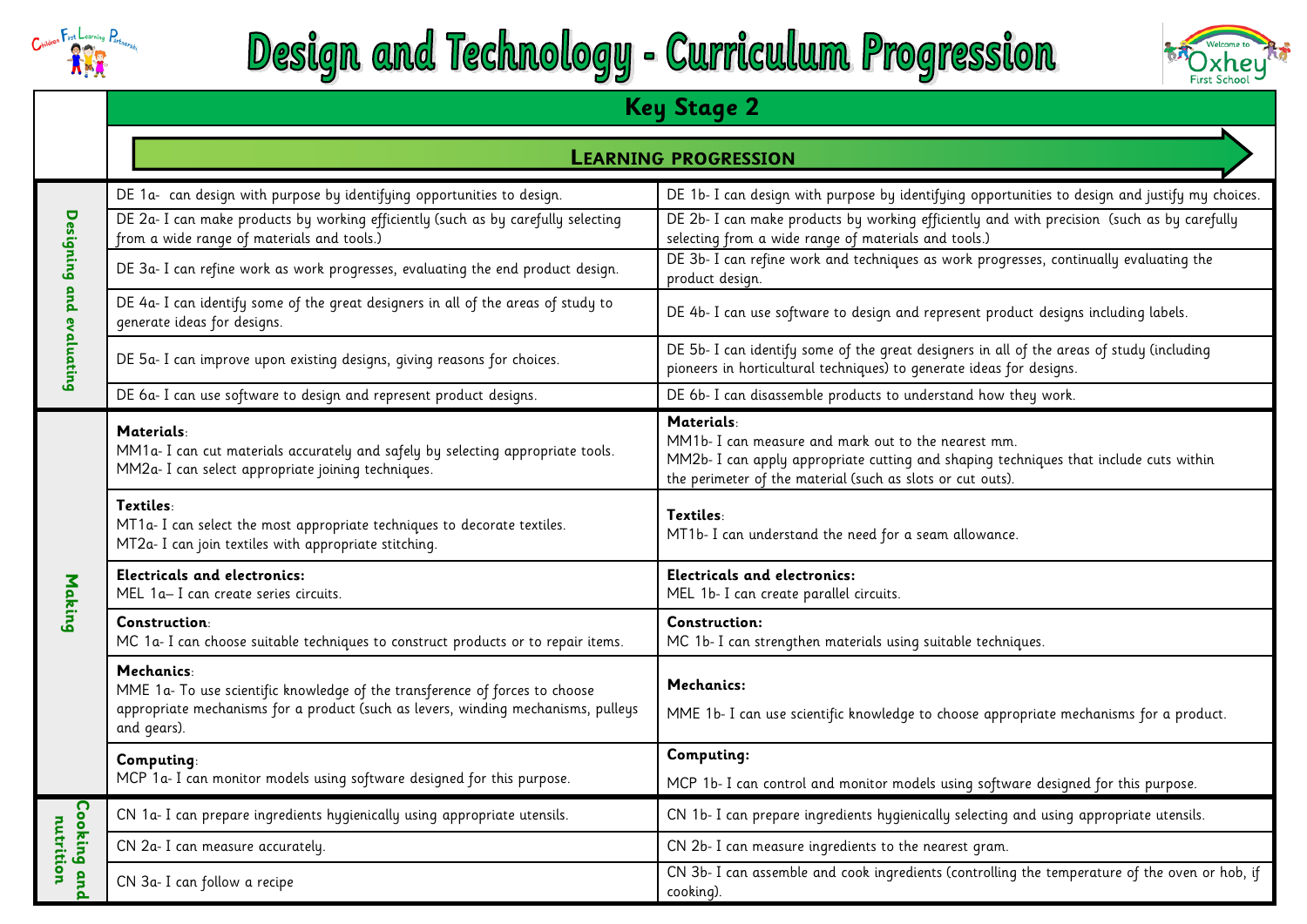# Design and Technology - Curriculum Progression

| | Key Stage 2 | |
|---|---|---|
| | **LEARNING PROGRESSION** | |
| **Designing and evaluating** | DE 1a- can design with purpose by identifying opportunities to design. | DE 1b- I can design with purpose by identifying opportunities to design and justify my choices. |
| | DE 2a- I can make products by working efficiently (such as by carefully selecting from a wide range of materials and tools.) | DE 2b- I can make products by working efficiently and with precision (such as by carefully selecting from a wide range of materials and tools.) |
| | DE 3a- I can refine work as work progresses, evaluating the end product design. | DE 3b- I can refine work and techniques as work progresses, continually evaluating the product design. |
| | DE 4a- I can identify some of the great designers in all of the areas of study to generate ideas for designs. | DE 4b- I can use software to design and represent product designs including labels. |
| | DE 5a- I can improve upon existing designs, giving reasons for choices. | DE 5b- I can identify some of the great designers in all of the areas of study (including pioneers in horticultural techniques) to generate ideas for designs. |
| | DE 6a- I can use software to design and represent product designs. | DE 6b- I can disassemble products to understand how they work. |
| **Making** | **Materials**:<br>MM1a- I can cut materials accurately and safely by selecting appropriate tools.<br>MM2a- I can select appropriate joining techniques. | **Materials**:<br>MM1b- I can measure and mark out to the nearest mm.<br>MM2b- I can apply appropriate cutting and shaping techniques that include cuts within the perimeter of the material (such as slots or cut outs). |
| | **Textiles**:<br>MT1a- I can select the most appropriate techniques to decorate textiles.<br>MT2a- I can join textiles with appropriate stitching. | **Textiles**:<br>MT1b- I can understand the need for a seam allowance. |
| | **Electricals and electronics:**<br>MEL 1a– I can create series circuits. | **Electricals and electronics:**<br>MEL 1b- I can create parallel circuits. |
| | **Construction**:<br>MC 1a- I can choose suitable techniques to construct products or to repair items. | **Construction:**<br>MC 1b- I can strengthen materials using suitable techniques. |
| | **Mechanics**:<br>MME 1a- To use scientific knowledge of the transference of forces to choose appropriate mechanisms for a product (such as levers, winding mechanisms, pulleys and gears). | **Mechanics:**<br>MME 1b- I can use scientific knowledge to choose appropriate mechanisms for a product. |
| | **Computing**:<br>MCP 1a- I can monitor models using software designed for this purpose. | **Computing:**<br>MCP 1b- I can control and monitor models using software designed for this purpose. |
| **Cooking and nutrition** | CN 1a- I can prepare ingredients hygienically using appropriate utensils. | CN 1b- I can prepare ingredients hygienically selecting and using appropriate utensils. |
| | CN 2a- I can measure accurately. | CN 2b- I can measure ingredients to the nearest gram. |
| | CN 3a- I can follow a recipe | CN 3b- I can assemble and cook ingredients (controlling the temperature of the oven or hob, if cooking). |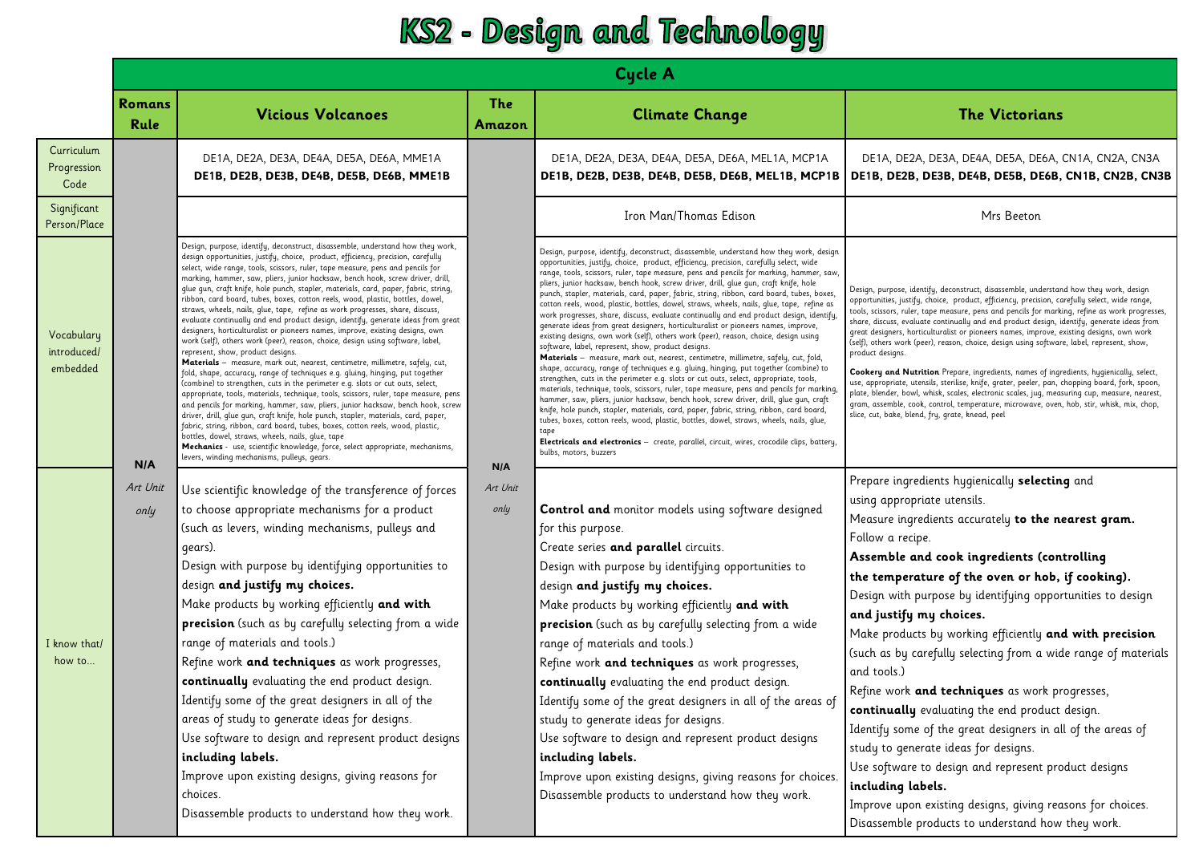# KS2 - Design and Technology

| | Cycle A | | | | |
|---|---|---|---|---|---|
| | **Romans Rule** | **Vicious Volcanoes** | **The Amazon** | **Climate Change** | **The Victorians** |
| Curriculum Progression Code | **N/A** *Art Unit only* | DE1A, DE2A, DE3A, DE4A, DE5A, DE6A, MME1A **DE1B, DE2B, DE3B, DE4B, DE5B, DE6B, MME1B** | **N/A** *Art Unit only* | DE1A, DE2A, DE3A, DE4A, DE5A, DE6A, MEL1A, MCP1A **DE1B, DE2B, DE3B, DE4B, DE5B, DE6B, MEL1B, MCP1B** | DE1A, DE2A, DE3A, DE4A, DE5A, DE6A, CN1A, CN2A, CN3A **DE1B, DE2B, DE3B, DE4B, DE5B, DE6B, CN1B, CN2B, CN3B** |
| Significant Person/Place | | | | Iron Man/Thomas Edison | Mrs Beeton |
| Vocabulary introduced/ embedded | | Design, purpose, identify, deconstruct, disassemble, understand how they work, design opportunities, justify, choice, product, efficiency, precision, carefully select, wide range, tools, scissors, ruler, tape measure, pens and pencils for marking, hammer, saw, pliers, junior hacksaw, bench hook, screw driver, drill, glue gun, craft knife, hole punch, stapler, materials, card, paper, fabric, string, ribbon, card board, tubes, boxes, cotton reels, wood, plastic, bottles, dowel, straws, wheels, nails, glue, tape, refine as work progresses, share, discuss, evaluate continually and end product design, identify, generate ideas from great designers, horticulturalist or pioneers names, improve, existing designs, own work (self), others work (peer), reason, choice, design using software, label, represent, show, product designs.<br>**Materials** – measure, mark out, nearest, centimetre, millimetre, safely, cut, fold, shape, accuracy, range of techniques e.g. gluing, hinging, put together (combine) to strengthen, cuts in the perimeter e.g. slots or cut outs, select, appropriate, tools, materials, technique, tools, scissors, ruler, tape measure, pens and pencils for marking, hammer, saw, pliers, junior hacksaw, bench hook, screw driver, drill, glue gun, craft knife, hole punch, stapler, materials, card, paper, fabric, string, ribbon, card board, tubes, boxes, cotton reels, wood, plastic, bottles, dowel, straws, wheels, nails, glue, tape<br>**Mechanics** - use, scientific knowledge, force, select appropriate, mechanisms, levers, winding mechanisms, pulleys, gears. | | Design, purpose, identify, deconstruct, disassemble, understand how they work, design opportunities, justify, choice, product, efficiency, precision, carefully select, wide range, tools, scissors, ruler, tape measure, pens and pencils for marking, hammer, saw, pliers, junior hacksaw, bench hook, screw driver, drill, glue gun, craft knife, hole punch, stapler, materials, card, paper, fabric, string, ribbon, card board, tubes, boxes, cotton reels, wood, plastic, bottles, dowel, straws, wheels, nails, glue, tape, refine as work progresses, share, discuss, evaluate continually and end product design, identify, generate ideas from great designers, horticulturalist or pioneers names, improve, existing designs, own work (self), others work (peer), reason, choice, design using software, label, represent, show, product designs.<br>**Materials** – measure, mark out, nearest, centimetre, millimetre, safely, cut, fold, shape, accuracy, range of techniques e.g. gluing, hinging, put together (combine) to strengthen, cuts in the perimeter e.g. slots or cut outs, select, appropriate, tools, materials, technique, tools, scissors, ruler, tape measure, pens and pencils for marking, hammer, saw, pliers, junior hacksaw, bench hook, screw driver, drill, glue gun, craft knife, hole punch, stapler, materials, card, paper, fabric, string, ribbon, card board, tubes, boxes, cotton reels, wood, plastic, bottles, dowel, straws, wheels, nails, glue, tape<br>**Electricals and electronics** – create, parallel, circuit, wires, crocodile clips, battery, bulbs, motors, buzzers | Design, purpose, identify, deconstruct, disassemble, understand how they work, design opportunities, justify, choice, product, efficiency, precision, carefully select, wide range, tools, scissors, ruler, tape measure, pens and pencils for marking, refine as work progresses, share, discuss, evaluate continually and end product design, identify, generate ideas from great designers, horticulturalist or pioneers names, improve, existing designs, own work (self), others work (peer), reason, choice, design using software, label, represent, show, product designs.<br>**Cookery and Nutrition** Prepare, ingredients, names of ingredients, hygienically, select, use, appropriate, utensils, sterilise, knife, grater, peeler, pan, chopping board, fork, spoon, plate, blender, bowl, whisk, scales, electronic scales, jug, measuring cup, measure, nearest, gram, assemble, cook, control, temperature, microwave, oven, hob, stir, whisk, mix, chop, slice, cut, bake, blend, fry, grate, knead, peel |
| I know that/ how to... | | Use scientific knowledge of the transference of forces to choose appropriate mechanisms for a product (such as levers, winding mechanisms, pulleys and gears).<br>Design with purpose by identifying opportunities to design **and justify my choices.**<br>Make products by working efficiently **and with precision** (such as by carefully selecting from a wide range of materials and tools.)<br>Refine work **and techniques** as work progresses, **continually** evaluating the end product design.<br>Identify some of the great designers in all of the areas of study to generate ideas for designs.<br>Use software to design and represent product designs **including labels.**<br>Improve upon existing designs, giving reasons for choices.<br>Disassemble products to understand how they work. | | **Control and** monitor models using software designed for this purpose.<br>Create series **and parallel** circuits.<br>Design with purpose by identifying opportunities to design **and justify my choices.**<br>Make products by working efficiently **and with precision** (such as by carefully selecting from a wide range of materials and tools.)<br>Refine work **and techniques** as work progresses, **continually** evaluating the end product design.<br>Identify some of the great designers in all of the areas of study to generate ideas for designs.<br>Use software to design and represent product designs **including labels.**<br>Improve upon existing designs, giving reasons for choices.<br>Disassemble products to understand how they work. | Prepare ingredients hygienically **selecting** and using appropriate utensils.<br>Measure ingredients accurately **to the nearest gram.**<br>Follow a recipe.<br>**Assemble and cook ingredients (controlling the temperature of the oven or hob, if cooking).**<br>Design with purpose by identifying opportunities to design **and justify my choices.**<br>Make products by working efficiently **and with precision** (such as by carefully selecting from a wide range of materials and tools.)<br>Refine work **and techniques** as work progresses, **continually** evaluating the end product design.<br>Identify some of the great designers in all of the areas of study to generate ideas for designs.<br>Use software to design and represent product designs **including labels.**<br>Improve upon existing designs, giving reasons for choices.<br>Disassemble products to understand how they work. |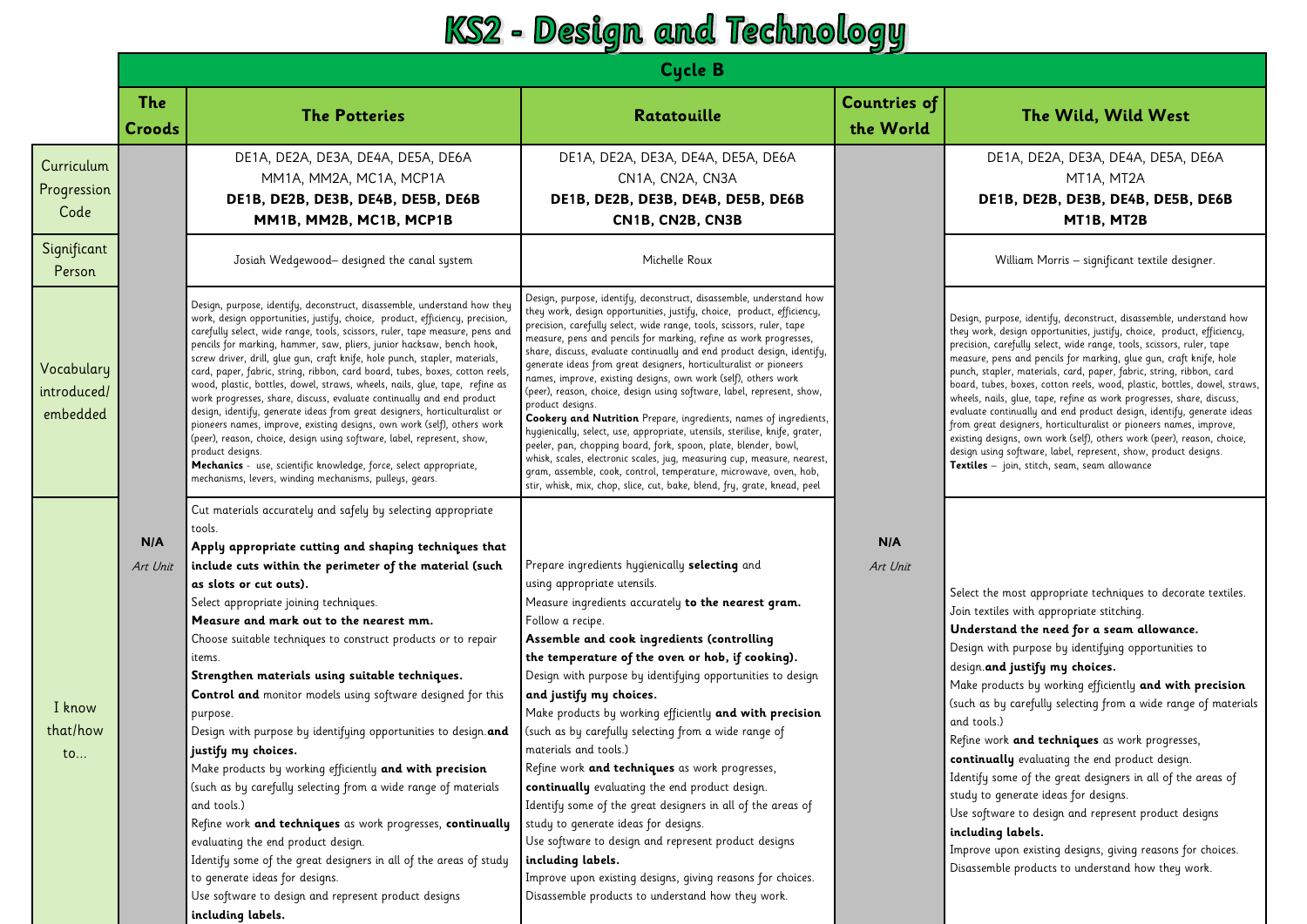# KS2 - Design and Technology

| | Cycle B | | | | |
|---|---|---|---|---|---|
| | **The Croods** | **The Potteries** | **Ratatouille** | **Countries of the World** | **The Wild, Wild West** |
| Curriculum Progression Code | **N/A** *Art Unit* | DE1A, DE2A, DE3A, DE4A, DE5A, DE6A MM1A, MM2A, MC1A, MCP1A **DE1B, DE2B, DE3B, DE4B, DE5B, DE6B MM1B, MM2B, MC1B, MCP1B** | DE1A, DE2A, DE3A, DE4A, DE5A, DE6A CN1A, CN2A, CN3A **DE1B, DE2B, DE3B, DE4B, DE5B, DE6B CN1B, CN2B, CN3B** | **N/A** *Art Unit* | DE1A, DE2A, DE3A, DE4A, DE5A, DE6A MT1A, MT2A **DE1B, DE2B, DE3B, DE4B, DE5B, DE6B MT1B, MT2B** |
| Significant Person | | Josiah Wedgewood– designed the canal system | Michelle Roux | | William Morris – significant textile designer. |
| Vocabulary introduced/ embedded | | Design, purpose, identify, deconstruct, disassemble, understand how they work, design opportunities, justify, choice, product, efficiency, precision, carefully select, wide range, tools, scissors, ruler, tape measure, pens and pencils for marking, hammer, saw, pliers, junior hacksaw, bench hook, screw driver, drill, glue gun, craft knife, hole punch, stapler, materials, card, paper, fabric, string, ribbon, card board, tubes, boxes, cotton reels, wood, plastic, bottles, dowel, straws, wheels, nails, glue, tape, refine as work progresses, share, discuss, evaluate continually and end product design, identify, generate ideas from great designers, horticulturalist or pioneers names, improve, existing designs, own work (self), others work (peer), reason, choice, design using software, label, represent, show, product designs. **Mechanics** - use, scientific knowledge, force, select appropriate, mechanisms, levers, winding mechanisms, pulleys, gears. | Design, purpose, identify, deconstruct, disassemble, understand how they work, design opportunities, justify, choice, product, efficiency, precision, carefully select, wide range, tools, scissors, ruler, tape measure, pens and pencils for marking, refine as work progresses, share, discuss, evaluate continually and end product design, identify, generate ideas from great designers, horticulturalist or pioneers names, improve, existing designs, own work (self), others work (peer), reason, choice, design using software, label, represent, show, product designs. **Cookery and Nutrition** Prepare, ingredients, names of ingredients, hygienically, select, use, appropriate, utensils, sterilise, knife, grater, peeler, pan, chopping board, fork, spoon, plate, blender, bowl, whisk, scales, electronic scales, jug, measuring cup, measure, nearest, gram, assemble, cook, control, temperature, microwave, oven, hob, stir, whisk, mix, chop, slice, cut, bake, blend, fry, grate, knead, peel | | Design, purpose, identify, deconstruct, disassemble, understand how they work, design opportunities, justify, choice, product, efficiency, precision, carefully select, wide range, tools, scissors, ruler, tape measure, pens and pencils for marking, glue gun, craft knife, hole punch, stapler, materials, card, paper, fabric, string, ribbon, card board, tubes, boxes, cotton reels, wood, plastic, bottles, dowel, straws, wheels, nails, glue, tape, refine as work progresses, share, discuss, evaluate continually and end product design, identify, generate ideas from great designers, horticulturalist or pioneers names, improve, existing designs, own work (self), others work (peer), reason, choice, design using software, label, represent, show, product designs. **Textiles** – join, stitch, seam, seam allowance |
| I know that/how to… | | Cut materials accurately and safely by selecting appropriate tools. **Apply appropriate cutting and shaping techniques that include cuts within the perimeter of the material (such as slots or cut outs).** Select appropriate joining techniques. **Measure and mark out to the nearest mm.** Choose suitable techniques to construct products or to repair items. **Strengthen materials using suitable techniques.** **Control and** monitor models using software designed for this purpose. Design with purpose by identifying opportunities to design.**and justify my choices.** Make products by working efficiently **and with precision** (such as by carefully selecting from a wide range of materials and tools.) Refine work **and techniques** as work progresses, **continually** evaluating the end product design. Identify some of the great designers in all of the areas of study to generate ideas for designs. Use software to design and represent product designs **including labels.** | Prepare ingredients hygienically **selecting** and using appropriate utensils. Measure ingredients accurately **to the nearest gram.** Follow a recipe. **Assemble and cook ingredients (controlling the temperature of the oven or hob, if cooking).** Design with purpose by identifying opportunities to design **and justify my choices.** Make products by working efficiently **and with precision** (such as by carefully selecting from a wide range of materials and tools.) Refine work **and techniques** as work progresses, **continually** evaluating the end product design. Identify some of the great designers in all of the areas of study to generate ideas for designs. Use software to design and represent product designs **including labels.** Improve upon existing designs, giving reasons for choices. Disassemble products to understand how they work. | **N/A** *Art Unit* | Select the most appropriate techniques to decorate textiles. Join textiles with appropriate stitching. **Understand the need for a seam allowance.** Design with purpose by identifying opportunities to design.**and justify my choices.** Make products by working efficiently **and with precision** (such as by carefully selecting from a wide range of materials and tools.) Refine work **and techniques** as work progresses, **continually** evaluating the end product design. Identify some of the great designers in all of the areas of study to generate ideas for designs. Use software to design and represent product designs **including labels.** Improve upon existing designs, giving reasons for choices. Disassemble products to understand how they work. |